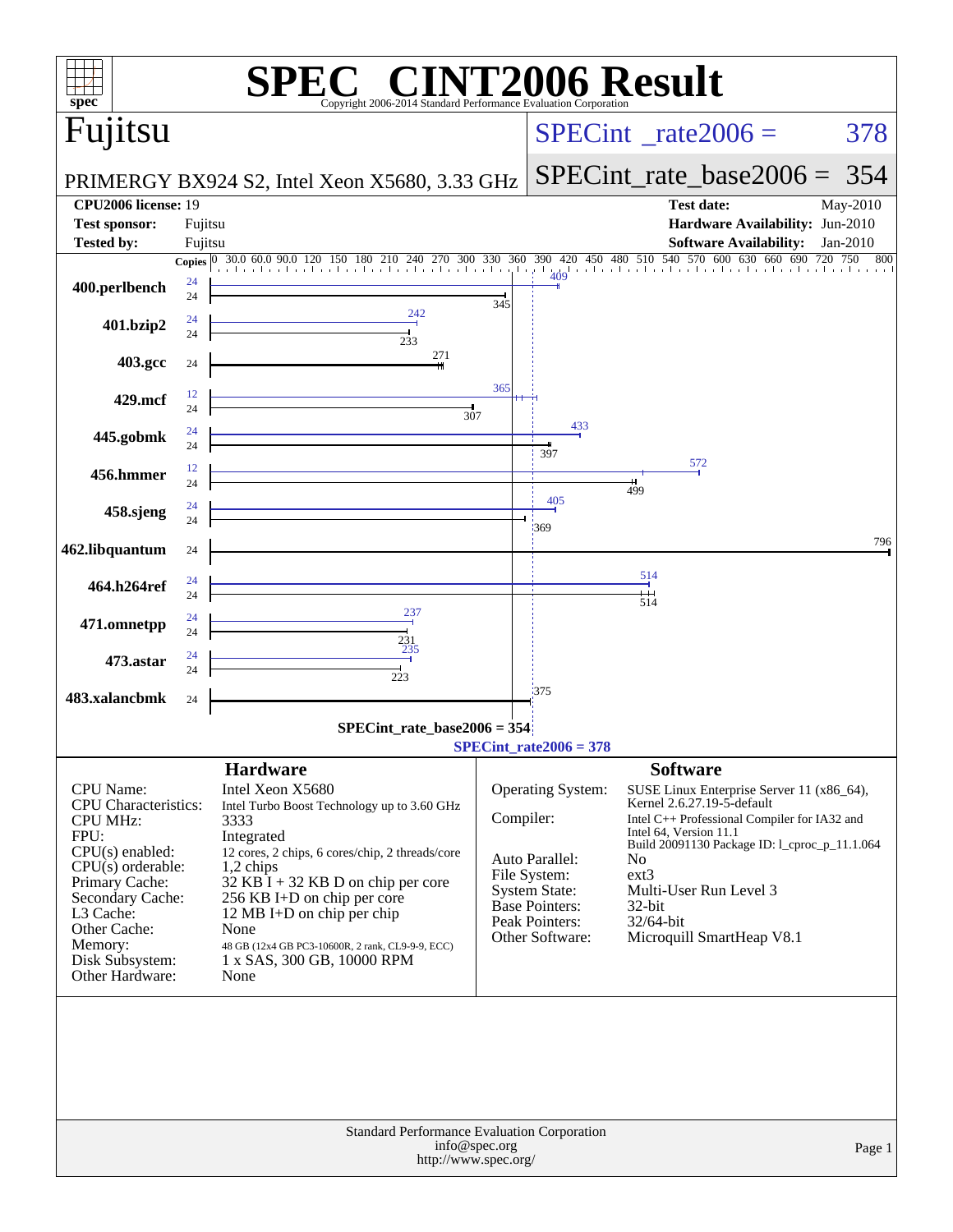# SPEC® CINT2006 Result

Copyright 2006-2014 Standard Performance Evaluation Corporation

## Fujitsu

PRIMERGY BX924 S2, Intel Xeon X5680, 3.33 GHz

SPECint_rate2006 = 378

SPECint_rate_base2006 = 354

| | | | |
|---|---|---|---|
| **CPU2006 license:** | 19 | **Test date:** | May-2010 |
| **Test sponsor:** | Fujitsu | **Hardware Availability:** | Jun-2010 |
| **Tested by:** | Fujitsu | **Software Availability:** | Jan-2010 |

| Benchmark | Copies (Peak) | Peak | Copies (Base) | Base |
|---|---|---|---|---|
| 400.perlbench | 24 | 409 | 24 | 345 |
| 401.bzip2 | 24 | 242 | 24 | 233 |
| 403.gcc | | | 24 | 271 |
| 429.mcf | 12 | 365 | 24 | 307 |
| 445.gobmk | 24 | 433 | 24 | 397 |
| 456.hmmer | 12 | 572 | 24 | 499 |
| 458.sjeng | 24 | 405 | 24 | 369 |
| 462.libquantum | | | 24 | 796 |
| 464.h264ref | 24 | 514 | 24 | 514 |
| 471.omnetpp | 24 | 237 | 24 | 231 |
| 473.astar | 24 | 235 | 24 | 223 |
| 483.xalancbmk | | | 24 | 375 |

SPECint_rate_base2006 = 354

SPECint_rate2006 = 378

## Hardware

| | |
|---|---|
| CPU Name: | Intel Xeon X5680 |
| CPU Characteristics: | Intel Turbo Boost Technology up to 3.60 GHz |
| CPU MHz: | 3333 |
| FPU: | Integrated |
| CPU(s) enabled: | 12 cores, 2 chips, 6 cores/chip, 2 threads/core |
| CPU(s) orderable: | 1,2 chips |
| Primary Cache: | 32 KB I + 32 KB D on chip per core |
| Secondary Cache: | 256 KB I+D on chip per core |
| L3 Cache: | 12 MB I+D on chip per chip |
| Other Cache: | None |
| Memory: | 48 GB (12x4 GB PC3-10600R, 2 rank, CL9-9-9, ECC) |
| Disk Subsystem: | 1 x SAS, 300 GB, 10000 RPM |
| Other Hardware: | None |

## Software

| | |
|---|---|
| Operating System: | SUSE Linux Enterprise Server 11 (x86_64), Kernel 2.6.27.19-5-default |
| Compiler: | Intel C++ Professional Compiler for IA32 and Intel 64, Version 11.1 Build 20091130 Package ID: l_cproc_p_11.1.064 |
| Auto Parallel: | No |
| File System: | ext3 |
| System State: | Multi-User Run Level 3 |
| Base Pointers: | 32-bit |
| Peak Pointers: | 32/64-bit |
| Other Software: | Microquill SmartHeap V8.1 |

Standard Performance Evaluation Corporation
info@spec.org
http://www.spec.org/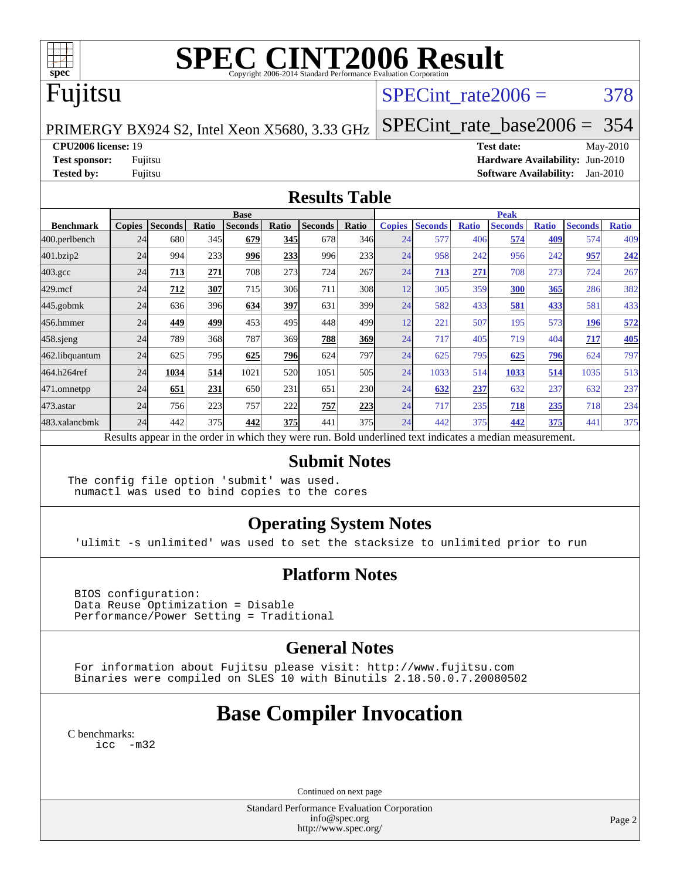# SPEC CINT2006 Result

Copyright 2006-2014 Standard Performance Evaluation Corporation

## Fujitsu

PRIMERGY BX924 S2, Intel Xeon X5680, 3.33 GHz

SPECint_rate2006 = 378

SPECint_rate_base2006 = 354

**CPU2006 license:** 19
**Test sponsor:** Fujitsu
**Tested by:** Fujitsu

**Test date:** May-2010
**Hardware Availability:** Jun-2010
**Software Availability:** Jan-2010

## Results Table

| | Base | | | | | | | Peak | | | | | | |
|---|---|---|---|---|---|---|---|---|---|---|---|---|---|---|
| **Benchmark** | **Copies** | **Seconds** | **Ratio** | **Seconds** | **Ratio** | **Seconds** | **Ratio** | **Copies** | **Seconds** | **Ratio** | **Seconds** | **Ratio** | **Seconds** | **Ratio** |
| 400.perlbench | 24 | 680 | 345 | **679** | **345** | 678 | 346 | 24 | 577 | 406 | **574** | **409** | 574 | 409 |
| 401.bzip2 | 24 | 994 | 233 | **996** | **233** | 996 | 233 | 24 | 958 | 242 | 956 | 242 | **957** | **242** |
| 403.gcc | 24 | **713** | **271** | 708 | 273 | 724 | 267 | 24 | **713** | **271** | 708 | 273 | 724 | 267 |
| 429.mcf | 24 | **712** | **307** | 715 | 306 | 711 | 308 | 12 | 305 | 359 | **300** | **365** | 286 | 382 |
| 445.gobmk | 24 | 636 | 396 | **634** | **397** | 631 | 399 | 24 | 582 | 433 | **581** | **433** | 581 | 433 |
| 456.hmmer | 24 | **449** | **499** | 453 | 495 | 448 | 499 | 12 | 221 | 507 | 195 | 573 | **196** | **572** |
| 458.sjeng | 24 | 789 | 368 | 787 | 369 | **788** | **369** | 24 | 717 | 405 | 719 | 404 | **717** | **405** |
| 462.libquantum | 24 | 625 | 795 | **625** | **796** | 624 | 797 | 24 | 625 | 795 | **625** | **796** | 624 | 797 |
| 464.h264ref | 24 | **1034** | **514** | 1021 | 520 | 1051 | 505 | 24 | 1033 | 514 | **1033** | **514** | 1035 | 513 |
| 471.omnetpp | 24 | **651** | **231** | 650 | 231 | 651 | 230 | 24 | **632** | **237** | 632 | 237 | 632 | 237 |
| 473.astar | 24 | 756 | 223 | 757 | 222 | **757** | **223** | 24 | 717 | 235 | **718** | **235** | 718 | 234 |
| 483.xalancbmk | 24 | 442 | 375 | **442** | **375** | 441 | 375 | 24 | 442 | 375 | **442** | **375** | 441 | 375 |

Results appear in the order in which they were run. Bold underlined text indicates a median measurement.

## Submit Notes

```
The config file option 'submit' was used.
 numactl was used to bind copies to the cores
```

## Operating System Notes

```
'ulimit -s unlimited' was used to set the stacksize to unlimited prior to run
```

## Platform Notes

```
BIOS configuration:
Data Reuse Optimization = Disable
Performance/Power Setting = Traditional
```

## General Notes

```
For information about Fujitsu please visit: http://www.fujitsu.com
Binaries were compiled on SLES 10 with Binutils 2.18.50.0.7.20080502
```

## Base Compiler Invocation

C benchmarks:
```
icc  -m32
```

Continued on next page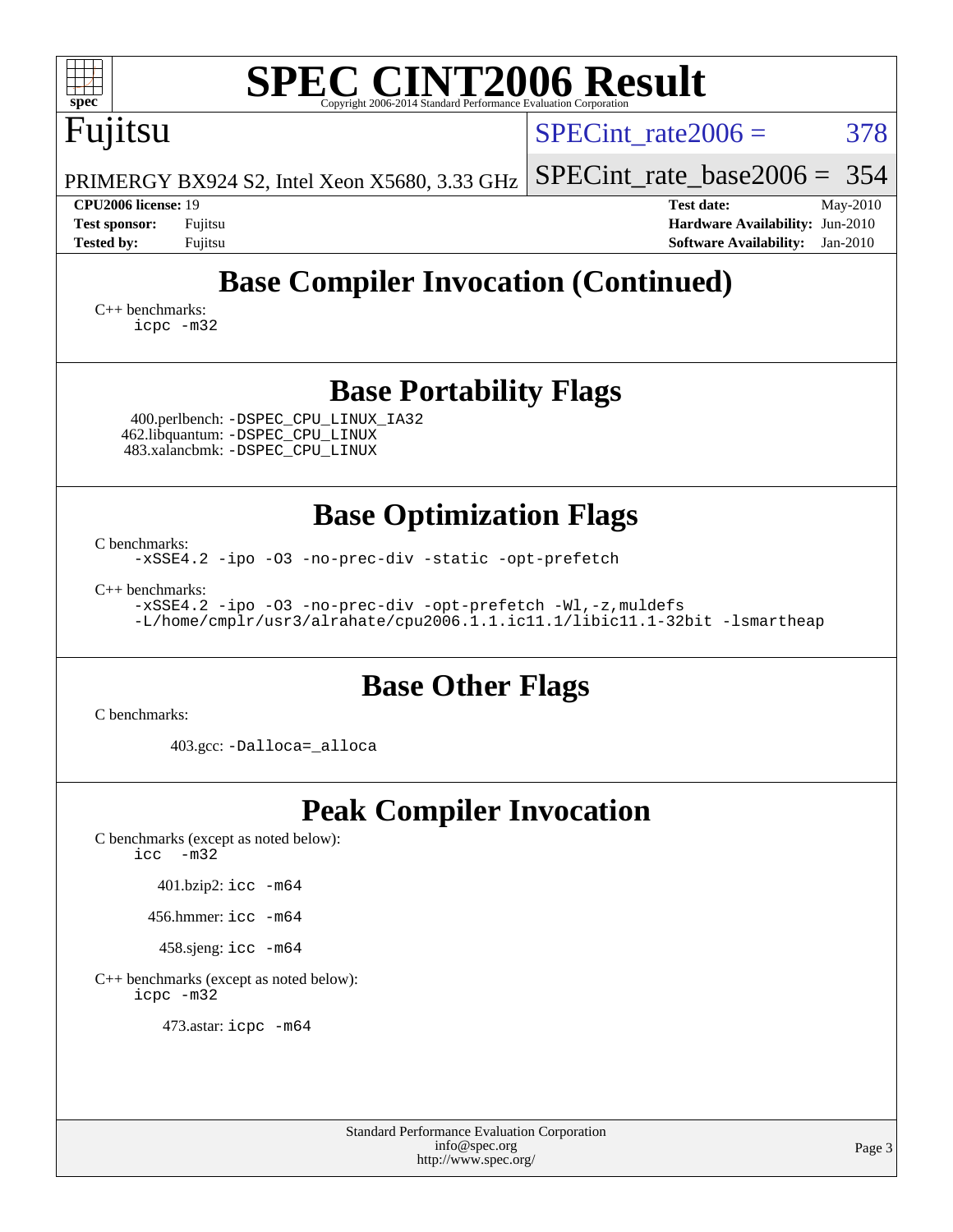# SPEC CINT2006 Result

Fujitsu

PRIMERGY BX924 S2, Intel Xeon X5680, 3.33 GHz

SPECint_rate2006 = 378

SPECint_rate_base2006 = 354

**CPU2006 license:** 19
**Test sponsor:** Fujitsu
**Tested by:** Fujitsu

**Test date:** May-2010
**Hardware Availability:** Jun-2010
**Software Availability:** Jan-2010

## Base Compiler Invocation (Continued)

C++ benchmarks:
```
icpc -m32
```

## Base Portability Flags

400.perlbench: `-DSPEC_CPU_LINUX_IA32`
462.libquantum: `-DSPEC_CPU_LINUX`
483.xalancbmk: `-DSPEC_CPU_LINUX`

## Base Optimization Flags

C benchmarks:
```
-xSSE4.2 -ipo -O3 -no-prec-div -static -opt-prefetch
```

C++ benchmarks:
```
-xSSE4.2 -ipo -O3 -no-prec-div -opt-prefetch -Wl,-z,muldefs
-L/home/cmplr/usr3/alrahate/cpu2006.1.1.ic11.1/libic11.1-32bit -lsmartheap
```

## Base Other Flags

C benchmarks:

403.gcc: `-Dalloca=_alloca`

## Peak Compiler Invocation

C benchmarks (except as noted below):
```
icc  -m32
```

401.bzip2: `icc -m64`

456.hmmer: `icc -m64`

458.sjeng: `icc -m64`

C++ benchmarks (except as noted below):
```
icpc -m32
```

473.astar: `icpc -m64`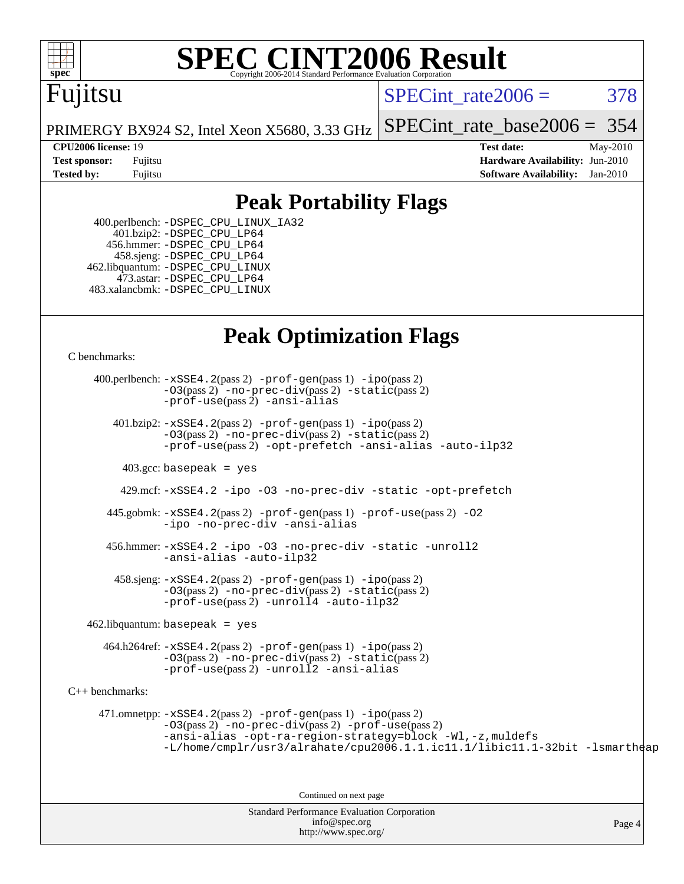# SPEC CINT2006 Result

Copyright 2006-2014 Standard Performance Evaluation Corporation

**Fujitsu**

PRIMERGY BX924 S2, Intel Xeon X5680, 3.33 GHz

SPECint_rate2006 = 378

SPECint_rate_base2006 = 354

**CPU2006 license:** 19
**Test sponsor:** Fujitsu
**Tested by:** Fujitsu

**Test date:** May-2010
**Hardware Availability:** Jun-2010
**Software Availability:** Jan-2010

## Peak Portability Flags

400.perlbench: -DSPEC_CPU_LINUX_IA32
401.bzip2: -DSPEC_CPU_LP64
456.hmmer: -DSPEC_CPU_LP64
458.sjeng: -DSPEC_CPU_LP64
462.libquantum: -DSPEC_CPU_LINUX
473.astar: -DSPEC_CPU_LP64
483.xalancbmk: -DSPEC_CPU_LINUX

## Peak Optimization Flags

C benchmarks:

400.perlbench: -xSSE4.2(pass 2) -prof-gen(pass 1) -ipo(pass 2) -O3(pass 2) -no-prec-div(pass 2) -static(pass 2) -prof-use(pass 2) -ansi-alias

401.bzip2: -xSSE4.2(pass 2) -prof-gen(pass 1) -ipo(pass 2) -O3(pass 2) -no-prec-div(pass 2) -static(pass 2) -prof-use(pass 2) -opt-prefetch -ansi-alias -auto-ilp32

403.gcc: basepeak = yes

429.mcf: -xSSE4.2 -ipo -O3 -no-prec-div -static -opt-prefetch

445.gobmk: -xSSE4.2(pass 2) -prof-gen(pass 1) -prof-use(pass 2) -O2 -ipo -no-prec-div -ansi-alias

456.hmmer: -xSSE4.2 -ipo -O3 -no-prec-div -static -unroll2 -ansi-alias -auto-ilp32

458.sjeng: -xSSE4.2(pass 2) -prof-gen(pass 1) -ipo(pass 2) -O3(pass 2) -no-prec-div(pass 2) -static(pass 2) -prof-use(pass 2) -unroll4 -auto-ilp32

462.libquantum: basepeak = yes

464.h264ref: -xSSE4.2(pass 2) -prof-gen(pass 1) -ipo(pass 2) -O3(pass 2) -no-prec-div(pass 2) -static(pass 2) -prof-use(pass 2) -unroll2 -ansi-alias

C++ benchmarks:

471.omnetpp: -xSSE4.2(pass 2) -prof-gen(pass 1) -ipo(pass 2) -O3(pass 2) -no-prec-div(pass 2) -prof-use(pass 2) -ansi-alias -opt-ra-region-strategy=block -Wl,-z,muldefs -L/home/cmplr/usr3/alrahate/cpu2006.1.1.ic11.1/libic11.1-32bit -lsmartheap

Continued on next page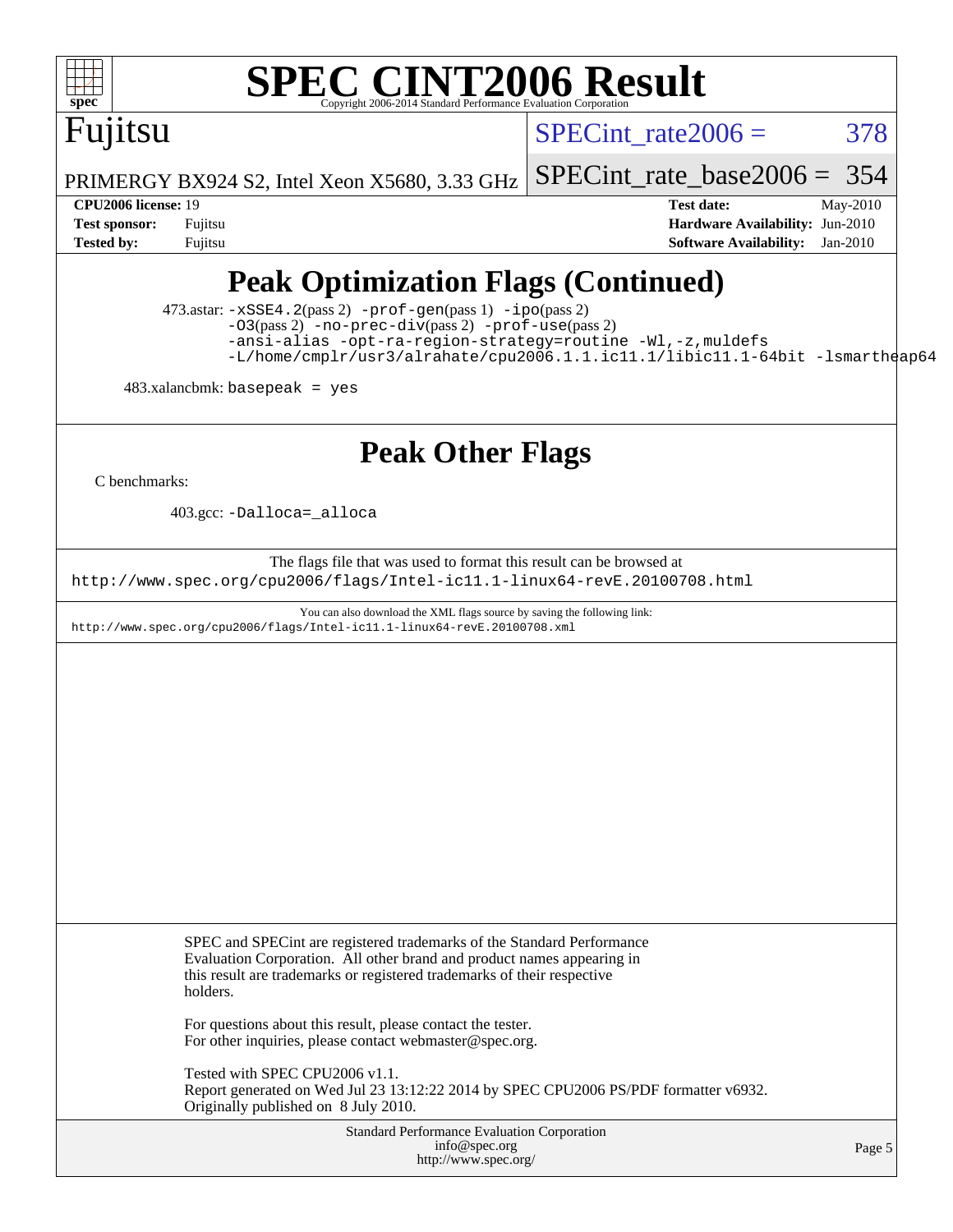# Peak Optimization Flags (Continued)

473.astar: `-xSSE4.2`(pass 2) `-prof-gen`(pass 1) `-ipo`(pass 2) `-O3`(pass 2) `-no-prec-div`(pass 2) `-prof-use`(pass 2) `-ansi-alias` `-opt-ra-region-strategy=routine` `-Wl,-z,muldefs` `-L/home/cmplr/usr3/alrahate/cpu2006.1.1.ic11.1/libic11.1-64bit` `-lsmartheap64`

483.xalancbmk: `basepeak = yes`

# Peak Other Flags

C benchmarks:

403.gcc: `-Dalloca=_alloca`

The flags file that was used to format this result can be browsed at
http://www.spec.org/cpu2006/flags/Intel-ic11.1-linux64-revE.20100708.html

You can also download the XML flags source by saving the following link:
http://www.spec.org/cpu2006/flags/Intel-ic11.1-linux64-revE.20100708.xml

SPEC and SPECint are registered trademarks of the Standard Performance Evaluation Corporation. All other brand and product names appearing in this result are trademarks or registered trademarks of their respective holders.

For questions about this result, please contact the tester.
For other inquiries, please contact webmaster@spec.org.

Tested with SPEC CPU2006 v1.1.
Report generated on Wed Jul 23 13:12:22 2014 by SPEC CPU2006 PS/PDF formatter v6932.
Originally published on 8 July 2010.